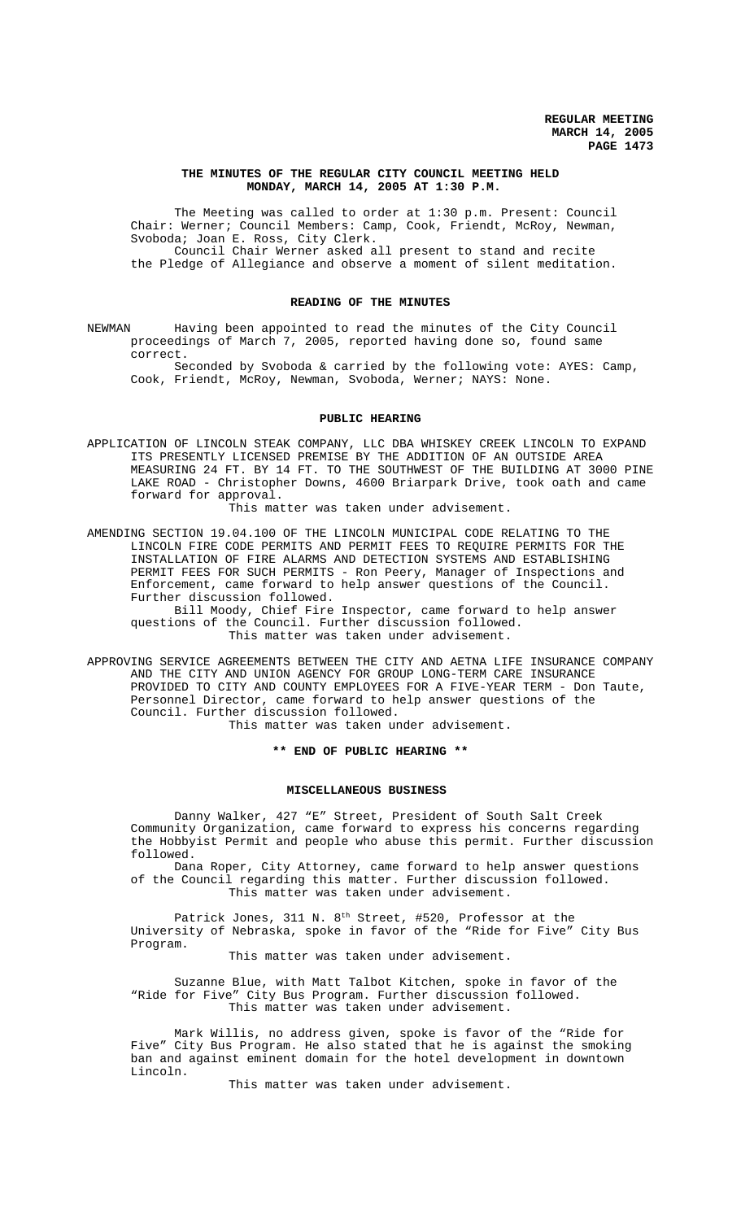**REGULAR MEETING**
**MARCH 14, 2005**

## THE MINUTES OF THE REGULAR CITY COUNCIL MEETING HELD MONDAY, MARCH 14, 2005 AT 1:30 P.M.

The Meeting was called to order at 1:30 p.m. Present: Council Chair: Werner; Council Members: Camp, Cook, Friendt, McRoy, Newman, Svoboda; Joan E. Ross, City Clerk.

Council Chair Werner asked all present to stand and recite the Pledge of Allegiance and observe a moment of silent meditation.

## READING OF THE MINUTES

NEWMAN Having been appointed to read the minutes of the City Council proceedings of March 7, 2005, reported having done so, found same correct.

Seconded by Svoboda & carried by the following vote: AYES: Camp, Cook, Friendt, McRoy, Newman, Svoboda, Werner; NAYS: None.

## PUBLIC HEARING

APPLICATION OF LINCOLN STEAK COMPANY, LLC DBA WHISKEY CREEK LINCOLN TO EXPAND ITS PRESENTLY LICENSED PREMISE BY THE ADDITION OF AN OUTSIDE AREA MEASURING 24 FT. BY 14 FT. TO THE SOUTHWEST OF THE BUILDING AT 3000 PINE LAKE ROAD - Christopher Downs, 4600 Briarpark Drive, took oath and came forward for approval.

This matter was taken under advisement.

AMENDING SECTION 19.04.100 OF THE LINCOLN MUNICIPAL CODE RELATING TO THE LINCOLN FIRE CODE PERMITS AND PERMIT FEES TO REQUIRE PERMITS FOR THE INSTALLATION OF FIRE ALARMS AND DETECTION SYSTEMS AND ESTABLISHING PERMIT FEES FOR SUCH PERMITS - Ron Peery, Manager of Inspections and Enforcement, came forward to help answer questions of the Council. Further discussion followed.

Bill Moody, Chief Fire Inspector, came forward to help answer questions of the Council. Further discussion followed.

This matter was taken under advisement.

APPROVING SERVICE AGREEMENTS BETWEEN THE CITY AND AETNA LIFE INSURANCE COMPANY AND THE CITY AND UNION AGENCY FOR GROUP LONG-TERM CARE INSURANCE PROVIDED TO CITY AND COUNTY EMPLOYEES FOR A FIVE-YEAR TERM - Don Taute, Personnel Director, came forward to help answer questions of the Council. Further discussion followed.

This matter was taken under advisement.

**\*\* END OF PUBLIC HEARING \*\***

## MISCELLANEOUS BUSINESS

Danny Walker, 427 "E" Street, President of South Salt Creek Community Organization, came forward to express his concerns regarding the Hobbyist Permit and people who abuse this permit. Further discussion followed.

Dana Roper, City Attorney, came forward to help answer questions of the Council regarding this matter. Further discussion followed.

This matter was taken under advisement.

Patrick Jones, 311 N. 8th Street, #520, Professor at the University of Nebraska, spoke in favor of the "Ride for Five" City Bus Program.

This matter was taken under advisement.

Suzanne Blue, with Matt Talbot Kitchen, spoke in favor of the "Ride for Five" City Bus Program. Further discussion followed.

This matter was taken under advisement.

Mark Willis, no address given, spoke is favor of the "Ride for Five" City Bus Program. He also stated that he is against the smoking ban and against eminent domain for the hotel development in downtown Lincoln.

This matter was taken under advisement.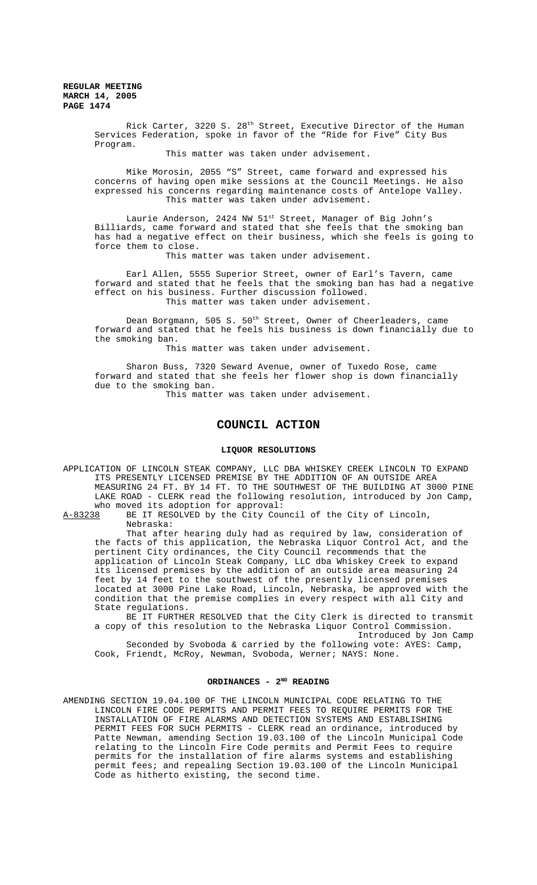Rick Carter, 3220 S. 28th Street, Executive Director of the Human Services Federation, spoke in favor of the "Ride for Five" City Bus Program.

This matter was taken under advisement.

Mike Morosin, 2055 "S" Street, came forward and expressed his concerns of having open mike sessions at the Council Meetings. He also expressed his concerns regarding maintenance costs of Antelope Valley.

This matter was taken under advisement.

Laurie Anderson, 2424 NW 51st Street, Manager of Big John's Billiards, came forward and stated that she feels that the smoking ban has had a negative effect on their business, which she feels is going to force them to close.

This matter was taken under advisement.

Earl Allen, 5555 Superior Street, owner of Earl's Tavern, came forward and stated that he feels that the smoking ban has had a negative effect on his business. Further discussion followed.

This matter was taken under advisement.

Dean Borgmann, 505 S. 50th Street, Owner of Cheerleaders, came forward and stated that he feels his business is down financially due to the smoking ban.

This matter was taken under advisement.

Sharon Buss, 7320 Seward Avenue, owner of Tuxedo Rose, came forward and stated that she feels her flower shop is down financially due to the smoking ban.

This matter was taken under advisement.

# COUNCIL ACTION

## LIQUOR RESOLUTIONS

APPLICATION OF LINCOLN STEAK COMPANY, LLC DBA WHISKEY CREEK LINCOLN TO EXPAND ITS PRESENTLY LICENSED PREMISE BY THE ADDITION OF AN OUTSIDE AREA MEASURING 24 FT. BY 14 FT. TO THE SOUTHWEST OF THE BUILDING AT 3000 PINE LAKE ROAD - CLERK read the following resolution, introduced by Jon Camp, who moved its adoption for approval:

A-83238 BE IT RESOLVED by the City Council of the City of Lincoln, Nebraska:

That after hearing duly had as required by law, consideration of the facts of this application, the Nebraska Liquor Control Act, and the pertinent City ordinances, the City Council recommends that the application of Lincoln Steak Company, LLC dba Whiskey Creek to expand its licensed premises by the addition of an outside area measuring 24 feet by 14 feet to the southwest of the presently licensed premises located at 3000 Pine Lake Road, Lincoln, Nebraska, be approved with the condition that the premise complies in every respect with all City and State regulations.

BE IT FURTHER RESOLVED that the City Clerk is directed to transmit a copy of this resolution to the Nebraska Liquor Control Commission.

Introduced by Jon Camp

Seconded by Svoboda & carried by the following vote: AYES: Camp, Cook, Friendt, McRoy, Newman, Svoboda, Werner; NAYS: None.

## ORDINANCES - 2ND READING

AMENDING SECTION 19.04.100 OF THE LINCOLN MUNICIPAL CODE RELATING TO THE LINCOLN FIRE CODE PERMITS AND PERMIT FEES TO REQUIRE PERMITS FOR THE INSTALLATION OF FIRE ALARMS AND DETECTION SYSTEMS AND ESTABLISHING PERMIT FEES FOR SUCH PERMITS - CLERK read an ordinance, introduced by Patte Newman, amending Section 19.03.100 of the Lincoln Municipal Code relating to the Lincoln Fire Code permits and Permit Fees to require permits for the installation of fire alarms systems and establishing permit fees; and repealing Section 19.03.100 of the Lincoln Municipal Code as hitherto existing, the second time.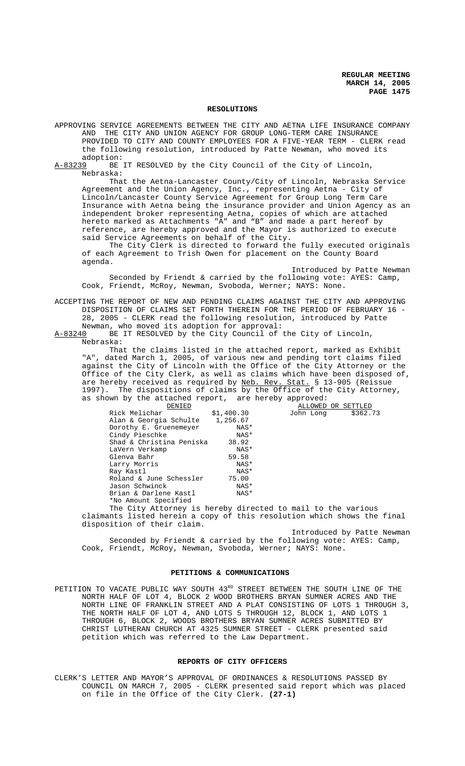## RESOLUTIONS

APPROVING SERVICE AGREEMENTS BETWEEN THE CITY AND AETNA LIFE INSURANCE COMPANY AND THE CITY AND UNION AGENCY FOR GROUP LONG-TERM CARE INSURANCE PROVIDED TO CITY AND COUNTY EMPLOYEES FOR A FIVE-YEAR TERM - CLERK read the following resolution, introduced by Patte Newman, who moved its adoption:

A-83239 BE IT RESOLVED by the City Council of the City of Lincoln, Nebraska:

That the Aetna-Lancaster County/City of Lincoln, Nebraska Service Agreement and the Union Agency, Inc., representing Aetna - City of Lincoln/Lancaster County Service Agreement for Group Long Term Care Insurance with Aetna being the insurance provider and Union Agency as an independent broker representing Aetna, copies of which are attached hereto marked as Attachments "A" and "B" and made a part hereof by reference, are hereby approved and the Mayor is authorized to execute said Service Agreements on behalf of the City.

The City Clerk is directed to forward the fully executed originals of each Agreement to Trish Owen for placement on the County Board agenda.

Introduced by Patte Newman

Seconded by Friendt & carried by the following vote: AYES: Camp, Cook, Friendt, McRoy, Newman, Svoboda, Werner; NAYS: None.

ACCEPTING THE REPORT OF NEW AND PENDING CLAIMS AGAINST THE CITY AND APPROVING DISPOSITION OF CLAIMS SET FORTH THEREIN FOR THE PERIOD OF FEBRUARY 16 - 28, 2005 - CLERK read the following resolution, introduced by Patte Newman, who moved its adoption for approval:

A-83240 BE IT RESOLVED by the City Council of the City of Lincoln, Nebraska:

That the claims listed in the attached report, marked as Exhibit "A", dated March 1, 2005, of various new and pending tort claims filed against the City of Lincoln with the Office of the City Attorney or the Office of the City Clerk, as well as claims which have been disposed of, are hereby received as required by Neb. Rev. Stat. § 13-905 (Reissue 1997). The dispositions of claims by the Office of the City Attorney, as shown by the attached report, are hereby approved:

| DENIED | | ALLOWED OR SETTLED | |
|---|---|---|---|
| Rick Melichar | $1,400.30 | John Long | $362.73 |
| Alan & Georgia Schulte | 1,256.67 | | |
| Dorothy E. Gruenemeyer | NAS* | | |
| Cindy Pieschke | NAS* | | |
| Shad & Christina Peniska | 38.92 | | |
| LaVern Verkamp | NAS* | | |
| Glenva Bahr | 59.58 | | |
| Larry Morris | NAS* | | |
| Ray Kastl | NAS* | | |
| Roland & June Schessler | 75.00 | | |
| Jason Schwinck | NAS* | | |
| Brian & Darlene Kastl | NAS* | | |

*No Amount Specified

The City Attorney is hereby directed to mail to the various claimants listed herein a copy of this resolution which shows the final disposition of their claim.

Introduced by Patte Newman

Seconded by Friendt & carried by the following vote: AYES: Camp, Cook, Friendt, McRoy, Newman, Svoboda, Werner; NAYS: None.

## PETITIONS & COMMUNICATIONS

PETITION TO VACATE PUBLIC WAY SOUTH 43RD STREET BETWEEN THE SOUTH LINE OF THE NORTH HALF OF LOT 4, BLOCK 2 WOOD BROTHERS BRYAN SUMNER ACRES AND THE NORTH LINE OF FRANKLIN STREET AND A PLAT CONSISTING OF LOTS 1 THROUGH 3, THE NORTH HALF OF LOT 4, AND LOTS 5 THROUGH 12, BLOCK 1, AND LOTS 1 THROUGH 6, BLOCK 2, WOODS BROTHERS BRYAN SUMNER ACRES SUBMITTED BY CHRIST LUTHERAN CHURCH AT 4325 SUMNER STREET - CLERK presented said petition which was referred to the Law Department.

## REPORTS OF CITY OFFICERS

CLERK'S LETTER AND MAYOR'S APPROVAL OF ORDINANCES & RESOLUTIONS PASSED BY COUNCIL ON MARCH 7, 2005 - CLERK presented said report which was placed on file in the Office of the City Clerk. **(27-1)**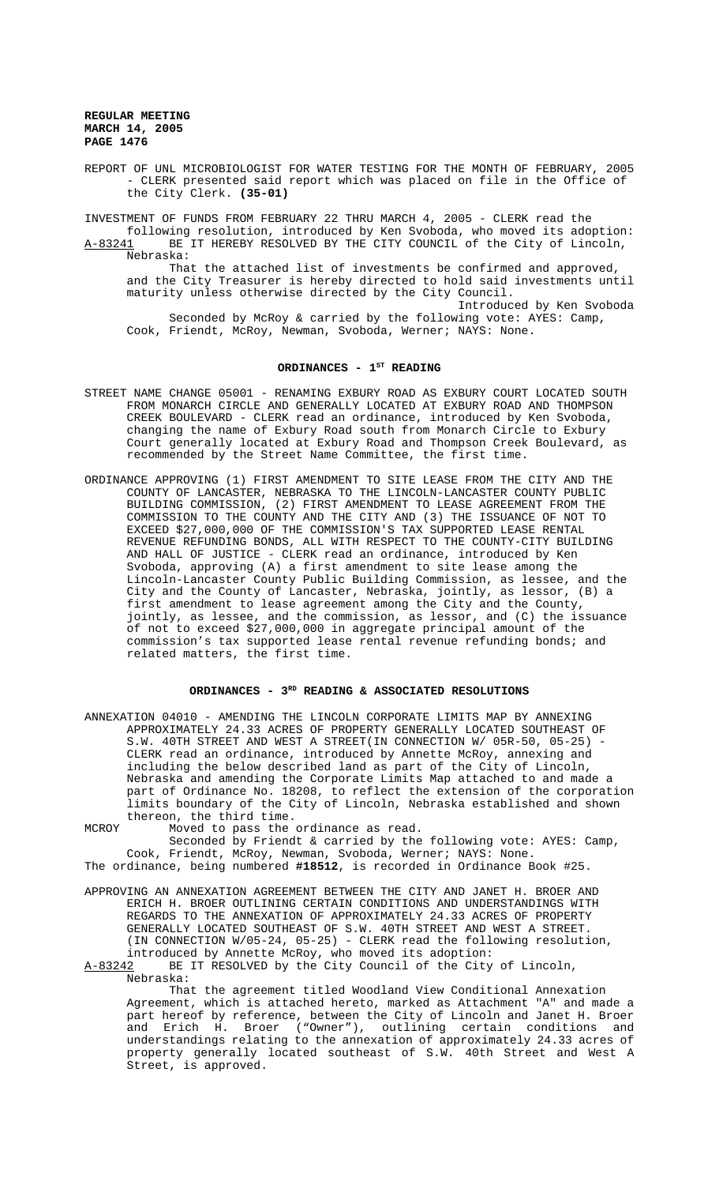REPORT OF UNL MICROBIOLOGIST FOR WATER TESTING FOR THE MONTH OF FEBRUARY, 2005 - CLERK presented said report which was placed on file in the Office of the City Clerk. **(35-01)**

INVESTMENT OF FUNDS FROM FEBRUARY 22 THRU MARCH 4, 2005 - CLERK read the following resolution, introduced by Ken Svoboda, who moved its adoption:

A-83241 BE IT HEREBY RESOLVED BY THE CITY COUNCIL of the City of Lincoln, Nebraska:

That the attached list of investments be confirmed and approved, and the City Treasurer is hereby directed to hold said investments until maturity unless otherwise directed by the City Council.

Introduced by Ken Svoboda

Seconded by McRoy & carried by the following vote: AYES: Camp, Cook, Friendt, McRoy, Newman, Svoboda, Werner; NAYS: None.

## ORDINANCES - 1ST READING

STREET NAME CHANGE 05001 - RENAMING EXBURY ROAD AS EXBURY COURT LOCATED SOUTH FROM MONARCH CIRCLE AND GENERALLY LOCATED AT EXBURY ROAD AND THOMPSON CREEK BOULEVARD - CLERK read an ordinance, introduced by Ken Svoboda, changing the name of Exbury Road south from Monarch Circle to Exbury Court generally located at Exbury Road and Thompson Creek Boulevard, as recommended by the Street Name Committee, the first time.

ORDINANCE APPROVING (1) FIRST AMENDMENT TO SITE LEASE FROM THE CITY AND THE COUNTY OF LANCASTER, NEBRASKA TO THE LINCOLN-LANCASTER COUNTY PUBLIC BUILDING COMMISSION, (2) FIRST AMENDMENT TO LEASE AGREEMENT FROM THE COMMISSION TO THE COUNTY AND THE CITY AND (3) THE ISSUANCE OF NOT TO EXCEED $27,000,000 OF THE COMMISSION'S TAX SUPPORTED LEASE RENTAL REVENUE REFUNDING BONDS, ALL WITH RESPECT TO THE COUNTY-CITY BUILDING AND HALL OF JUSTICE - CLERK read an ordinance, introduced by Ken Svoboda, approving (A) a first amendment to site lease among the Lincoln-Lancaster County Public Building Commission, as lessee, and the City and the County of Lancaster, Nebraska, jointly, as lessor, (B) a first amendment to lease agreement among the City and the County, jointly, as lessee, and the commission, as lessor, and (C) the issuance of not to exceed $27,000,000 in aggregate principal amount of the commission's tax supported lease rental revenue refunding bonds; and related matters, the first time.

## ORDINANCES - 3RD READING & ASSOCIATED RESOLUTIONS

ANNEXATION 04010 - AMENDING THE LINCOLN CORPORATE LIMITS MAP BY ANNEXING APPROXIMATELY 24.33 ACRES OF PROPERTY GENERALLY LOCATED SOUTHEAST OF S.W. 40TH STREET AND WEST A STREET(IN CONNECTION W/ 05R-50, 05-25) - CLERK read an ordinance, introduced by Annette McRoy, annexing and including the below described land as part of the City of Lincoln, Nebraska and amending the Corporate Limits Map attached to and made a part of Ordinance No. 18208, to reflect the extension of the corporation limits boundary of the City of Lincoln, Nebraska established and shown thereon, the third time.

MCROY Moved to pass the ordinance as read.

Seconded by Friendt & carried by the following vote: AYES: Camp, Cook, Friendt, McRoy, Newman, Svoboda, Werner; NAYS: None.

The ordinance, being numbered **#18512**, is recorded in Ordinance Book #25.

APPROVING AN ANNEXATION AGREEMENT BETWEEN THE CITY AND JANET H. BROER AND ERICH H. BROER OUTLINING CERTAIN CONDITIONS AND UNDERSTANDINGS WITH REGARDS TO THE ANNEXATION OF APPROXIMATELY 24.33 ACRES OF PROPERTY GENERALLY LOCATED SOUTHEAST OF S.W. 40TH STREET AND WEST A STREET. (IN CONNECTION W/05-24, 05-25) - CLERK read the following resolution, introduced by Annette McRoy, who moved its adoption:

A-83242 BE IT RESOLVED by the City Council of the City of Lincoln, Nebraska:

That the agreement titled Woodland View Conditional Annexation Agreement, which is attached hereto, marked as Attachment "A" and made a part hereof by reference, between the City of Lincoln and Janet H. Broer and Erich H. Broer ("Owner"), outlining certain conditions and understandings relating to the annexation of approximately 24.33 acres of property generally located southeast of S.W. 40th Street and West A Street, is approved.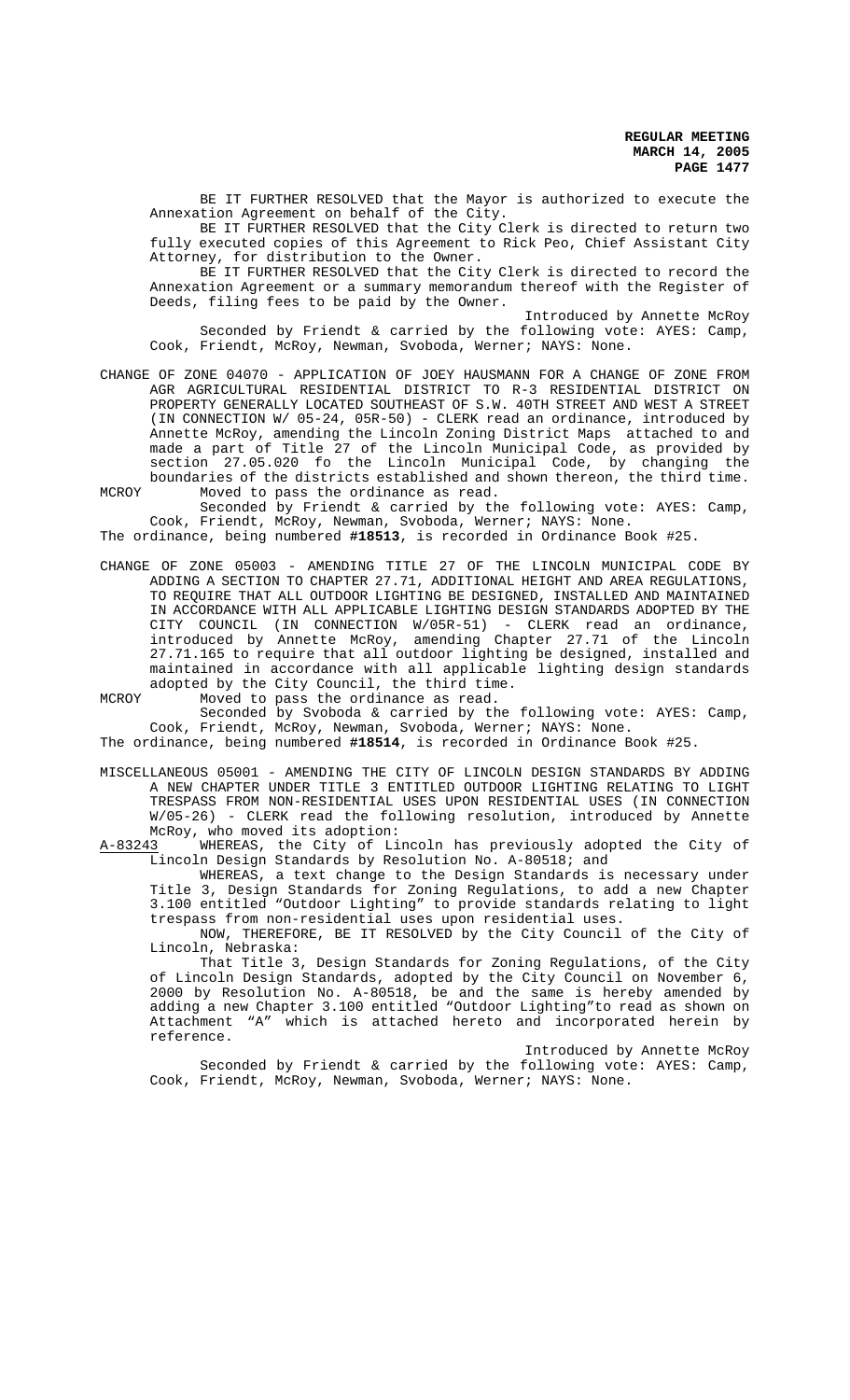BE IT FURTHER RESOLVED that the Mayor is authorized to execute the Annexation Agreement on behalf of the City.

BE IT FURTHER RESOLVED that the City Clerk is directed to return two fully executed copies of this Agreement to Rick Peo, Chief Assistant City Attorney, for distribution to the Owner.

BE IT FURTHER RESOLVED that the City Clerk is directed to record the Annexation Agreement or a summary memorandum thereof with the Register of Deeds, filing fees to be paid by the Owner.

Introduced by Annette McRoy

Seconded by Friendt & carried by the following vote: AYES: Camp, Cook, Friendt, McRoy, Newman, Svoboda, Werner; NAYS: None.

CHANGE OF ZONE 04070 - APPLICATION OF JOEY HAUSMANN FOR A CHANGE OF ZONE FROM AGR AGRICULTURAL RESIDENTIAL DISTRICT TO R-3 RESIDENTIAL DISTRICT ON PROPERTY GENERALLY LOCATED SOUTHEAST OF S.W. 40TH STREET AND WEST A STREET (IN CONNECTION W/ 05-24, 05R-50) - CLERK read an ordinance, introduced by Annette McRoy, amending the Lincoln Zoning District Maps attached to and made a part of Title 27 of the Lincoln Municipal Code, as provided by section 27.05.020 fo the Lincoln Municipal Code, by changing the boundaries of the districts established and shown thereon, the third time.

MCROY Moved to pass the ordinance as read.

Seconded by Friendt & carried by the following vote: AYES: Camp, Cook, Friendt, McRoy, Newman, Svoboda, Werner; NAYS: None.

The ordinance, being numbered **#18513**, is recorded in Ordinance Book #25.

CHANGE OF ZONE 05003 - AMENDING TITLE 27 OF THE LINCOLN MUNICIPAL CODE BY ADDING A SECTION TO CHAPTER 27.71, ADDITIONAL HEIGHT AND AREA REGULATIONS, TO REQUIRE THAT ALL OUTDOOR LIGHTING BE DESIGNED, INSTALLED AND MAINTAINED IN ACCORDANCE WITH ALL APPLICABLE LIGHTING DESIGN STANDARDS ADOPTED BY THE CITY COUNCIL (IN CONNECTION W/05R-51) - CLERK read an ordinance, introduced by Annette McRoy, amending Chapter 27.71 of the Lincoln 27.71.165 to require that all outdoor lighting be designed, installed and maintained in accordance with all applicable lighting design standards adopted by the City Council, the third time.

MCROY Moved to pass the ordinance as read.

Seconded by Svoboda & carried by the following vote: AYES: Camp, Cook, Friendt, McRoy, Newman, Svoboda, Werner; NAYS: None.

The ordinance, being numbered **#18514**, is recorded in Ordinance Book #25.

MISCELLANEOUS 05001 - AMENDING THE CITY OF LINCOLN DESIGN STANDARDS BY ADDING A NEW CHAPTER UNDER TITLE 3 ENTITLED OUTDOOR LIGHTING RELATING TO LIGHT TRESPASS FROM NON-RESIDENTIAL USES UPON RESIDENTIAL USES (IN CONNECTION W/05-26) - CLERK read the following resolution, introduced by Annette McRoy, who moved its adoption:

A-83243 WHEREAS, the City of Lincoln has previously adopted the City of Lincoln Design Standards by Resolution No. A-80518; and

WHEREAS, a text change to the Design Standards is necessary under Title 3, Design Standards for Zoning Regulations, to add a new Chapter 3.100 entitled "Outdoor Lighting" to provide standards relating to light trespass from non-residential uses upon residential uses.

NOW, THEREFORE, BE IT RESOLVED by the City Council of the City of Lincoln, Nebraska:

That Title 3, Design Standards for Zoning Regulations, of the City of Lincoln Design Standards, adopted by the City Council on November 6, 2000 by Resolution No. A-80518, be and the same is hereby amended by adding a new Chapter 3.100 entitled "Outdoor Lighting"to read as shown on Attachment "A" which is attached hereto and incorporated herein by reference.

Introduced by Annette McRoy

Seconded by Friendt & carried by the following vote: AYES: Camp, Cook, Friendt, McRoy, Newman, Svoboda, Werner; NAYS: None.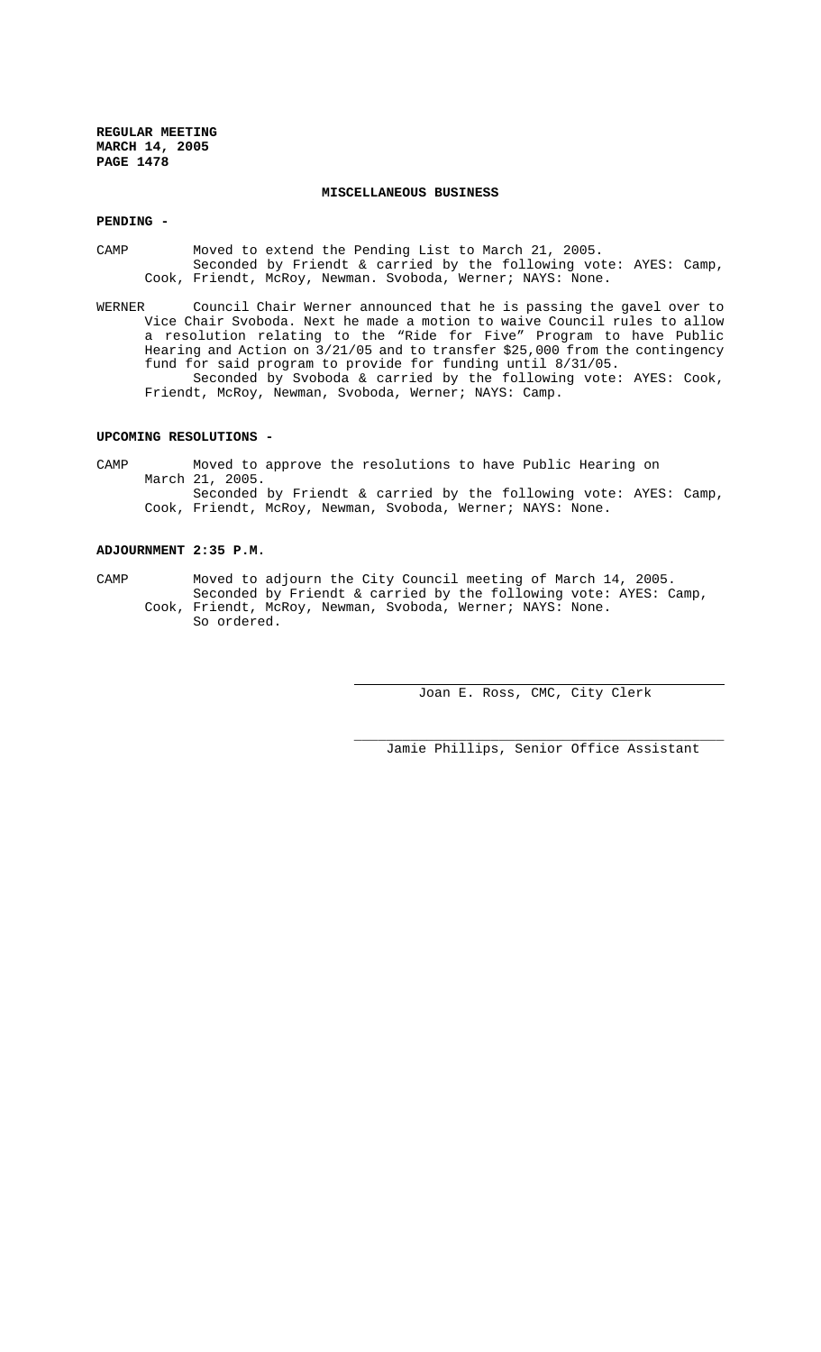## MISCELLANEOUS BUSINESS

**PENDING -**

CAMP Moved to extend the Pending List to March 21, 2005.
Seconded by Friendt & carried by the following vote: AYES: Camp, Cook, Friendt, McRoy, Newman. Svoboda, Werner; NAYS: None.

WERNER Council Chair Werner announced that he is passing the gavel over to Vice Chair Svoboda. Next he made a motion to waive Council rules to allow a resolution relating to the "Ride for Five" Program to have Public Hearing and Action on 3/21/05 and to transfer $25,000 from the contingency fund for said program to provide for funding until 8/31/05.
Seconded by Svoboda & carried by the following vote: AYES: Cook, Friendt, McRoy, Newman, Svoboda, Werner; NAYS: Camp.

**UPCOMING RESOLUTIONS -**

CAMP Moved to approve the resolutions to have Public Hearing on March 21, 2005.
Seconded by Friendt & carried by the following vote: AYES: Camp, Cook, Friendt, McRoy, Newman, Svoboda, Werner; NAYS: None.

**ADJOURNMENT 2:35 P.M.**

CAMP Moved to adjourn the City Council meeting of March 14, 2005.
Seconded by Friendt & carried by the following vote: AYES: Camp, Cook, Friendt, McRoy, Newman, Svoboda, Werner; NAYS: None.
So ordered.

Joan E. Ross, CMC, City Clerk

Jamie Phillips, Senior Office Assistant